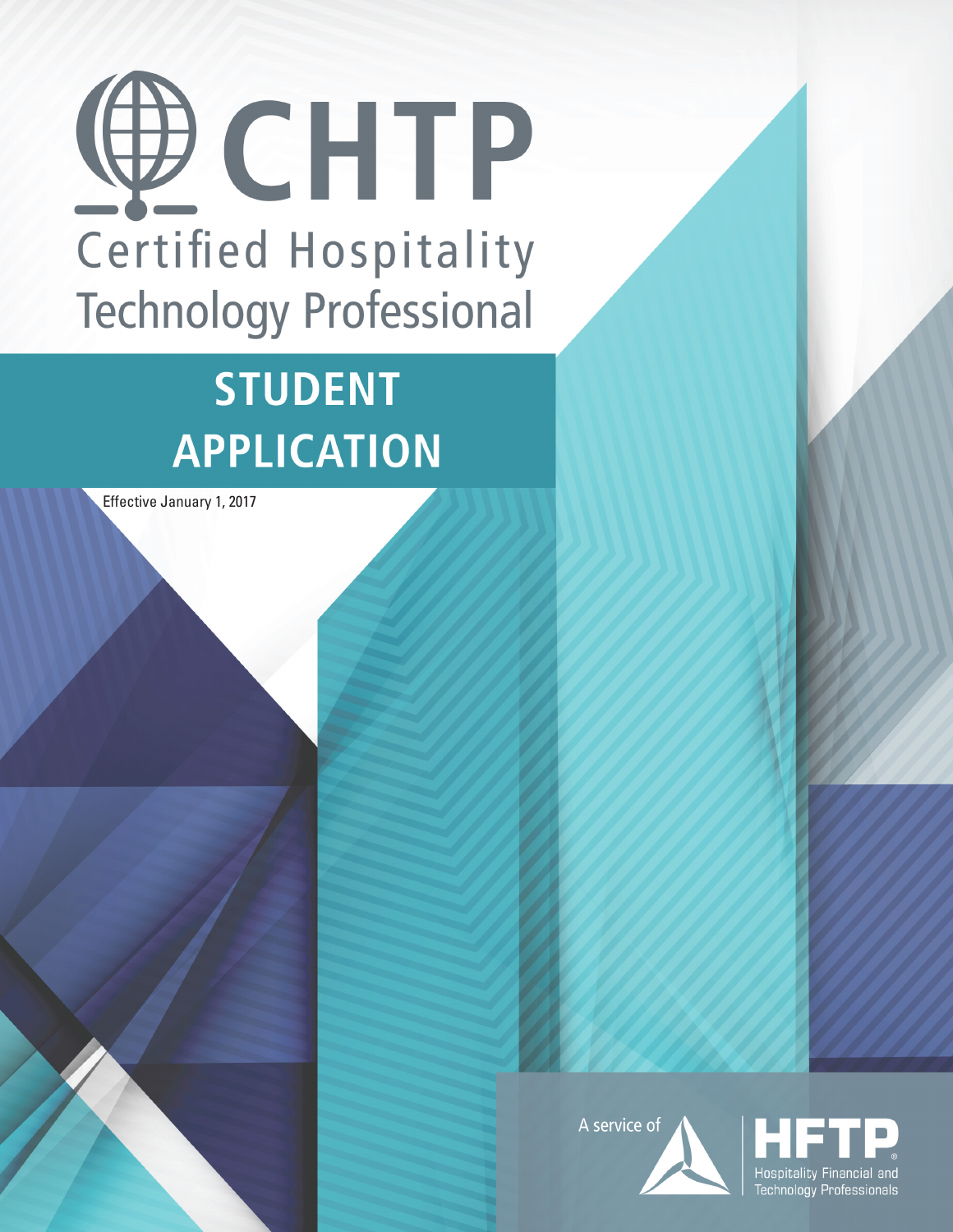# CHTP

Certified Hospitality Technology Professional

## STUDENT APPLICATION

Effective January 1, 2017

A service of HFTP®

Hospitality Financial and Technology Professionals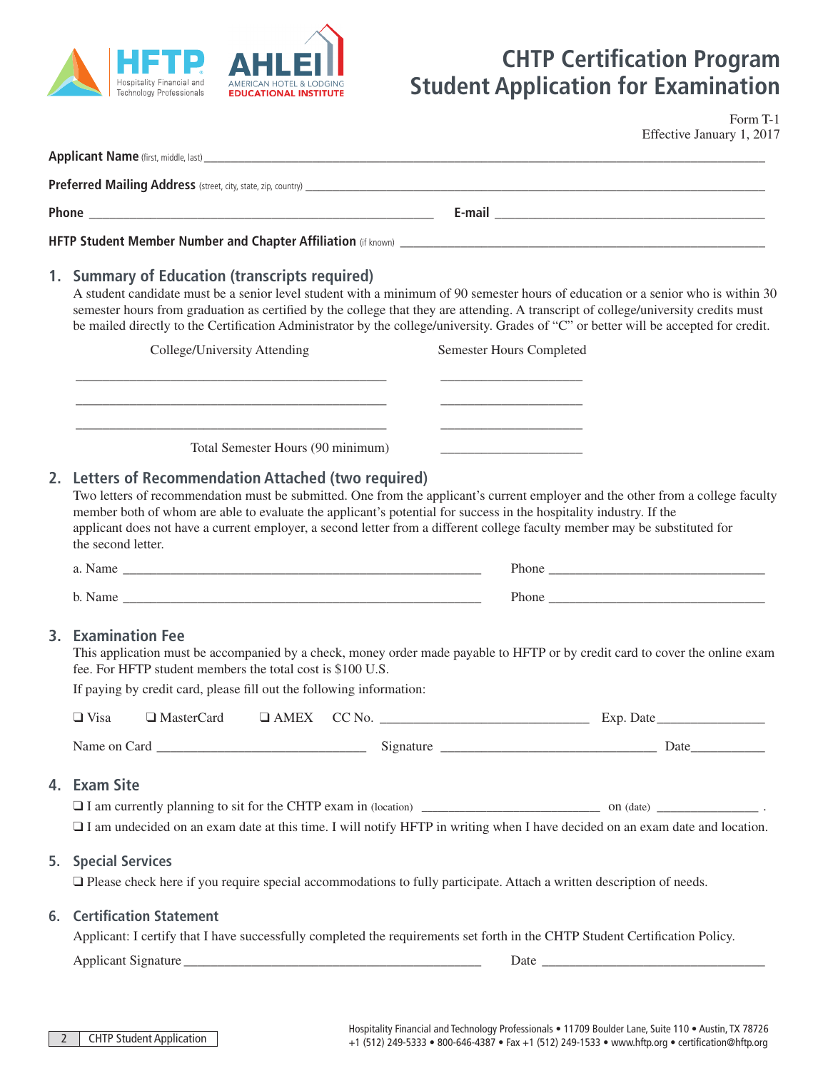# CHTP Certification Program
# Student Application for Examination

Form T-1
Effective January 1, 2017

**Applicant Name** (first, middle, last) ______________________________________________

**Preferred Mailing Address** (street, city, state, zip, country) ______________________________________________

**Phone** ______________________________ **E-mail** ______________________________

**HFTP Student Member Number and Chapter Affiliation** (if known) ______________________________

## 1. Summary of Education (transcripts required)

A student candidate must be a senior level student with a minimum of 90 semester hours of education or a senior who is within 30 semester hours from graduation as certified by the college that they are attending. A transcript of college/university credits must be mailed directly to the Certification Administrator by the college/university. Grades of "C" or better will be accepted for credit.

| College/University Attending | Semester Hours Completed |
|---|---|
| ______________________________ | ______________ |
| ______________________________ | ______________ |
| ______________________________ | ______________ |
| Total Semester Hours (90 minimum) | ______________ |

## 2. Letters of Recommendation Attached (two required)

Two letters of recommendation must be submitted. One from the applicant's current employer and the other from a college faculty member both of whom are able to evaluate the applicant's potential for success in the hospitality industry. If the applicant does not have a current employer, a second letter from a different college faculty member may be substituted for the second letter.

a. Name ______________________________ Phone ______________________________

b. Name ______________________________ Phone ______________________________

## 3. Examination Fee

This application must be accompanied by a check, money order made payable to HFTP or by credit card to cover the online exam fee. For HFTP student members the total cost is $100 U.S.

If paying by credit card, please fill out the following information:

❑ Visa ❑ MasterCard ❑ AMEX CC No. ______________________________ Exp. Date______________

Name on Card ______________________________ Signature ______________________________ Date__________

## 4. Exam Site

❑ I am currently planning to sit for the CHTP exam in (location) ______________________ on (date) ______________ .

❑ I am undecided on an exam date at this time. I will notify HFTP in writing when I have decided on an exam date and location.

## 5. Special Services

❑ Please check here if you require special accommodations to fully participate. Attach a written description of needs.

## 6. Certification Statement

Applicant: I certify that I have successfully completed the requirements set forth in the CHTP Student Certification Policy.

Applicant Signature ______________________________ Date ______________________________

Hospitality Financial and Technology Professionals • 11709 Boulder Lane, Suite 110 • Austin, TX 78726
+1 (512) 249-5333 • 800-646-4387 • Fax +1 (512) 249-1533 • www.hftp.org • certification@hftp.org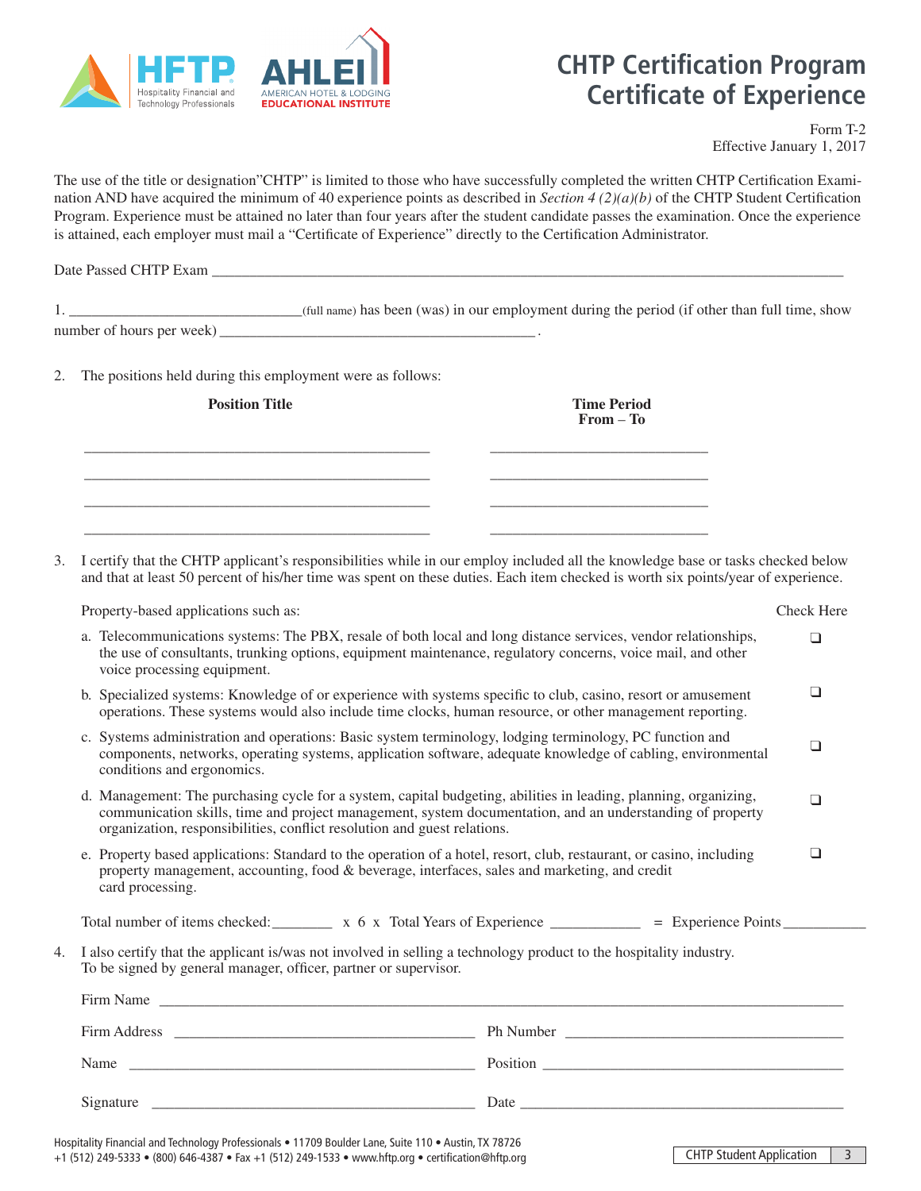# CHTP Certification Program Certificate of Experience

Form T-2
Effective January 1, 2017

The use of the title or designation"CHTP" is limited to those who have successfully completed the written CHTP Certification Examination AND have acquired the minimum of 40 experience points as described in *Section 4 (2)(a)(b)* of the CHTP Student Certification Program. Experience must be attained no later than four years after the student candidate passes the examination. Once the experience is attained, each employer must mail a "Certificate of Experience" directly to the Certification Administrator.

Date Passed CHTP Exam ______________________________________________

1. ______________________________(full name) has been (was) in our employment during the period (if other than full time, show number of hours per week) ______________________________.

2. The positions held during this employment were as follows:

| Position Title | Time Period From – To |
|---|---|
| | |
| | |
| | |
| | |

3. I certify that the CHTP applicant's responsibilities while in our employ included all the knowledge base or tasks checked below and that at least 50 percent of his/her time was spent on these duties. Each item checked is worth six points/year of experience.

Property-based applications such as: Check Here

a. Telecommunications systems: The PBX, resale of both local and long distance services, vendor relationships, the use of consultants, trunking options, equipment maintenance, regulatory concerns, voice mail, and other voice processing equipment. ❑

b. Specialized systems: Knowledge of or experience with systems specific to club, casino, resort or amusement operations. These systems would also include time clocks, human resource, or other management reporting. ❑

c. Systems administration and operations: Basic system terminology, lodging terminology, PC function and components, networks, operating systems, application software, adequate knowledge of cabling, environmental conditions and ergonomics. ❑

d. Management: The purchasing cycle for a system, capital budgeting, abilities in leading, planning, organizing, communication skills, time and project management, system documentation, and an understanding of property organization, responsibilities, conflict resolution and guest relations. ❑

e. Property based applications: Standard to the operation of a hotel, resort, club, restaurant, or casino, including property management, accounting, food & beverage, interfaces, sales and marketing, and credit card processing. ❑

Total number of items checked:________ x 6 x Total Years of Experience ___________ = Experience Points___________

4. I also certify that the applicant is/was not involved in selling a technology product to the hospitality industry. To be signed by general manager, officer, partner or supervisor.

Firm Name ______________________________________________

Firm Address ______________________________ Ph Number ______________________________

Name ______________________________ Position ______________________________

Signature ______________________________ Date ______________________________

Hospitality Financial and Technology Professionals • 11709 Boulder Lane, Suite 110 • Austin, TX 78726
+1 (512) 249-5333 • (800) 646-4387 • Fax +1 (512) 249-1533 • www.hftp.org • certification@hftp.org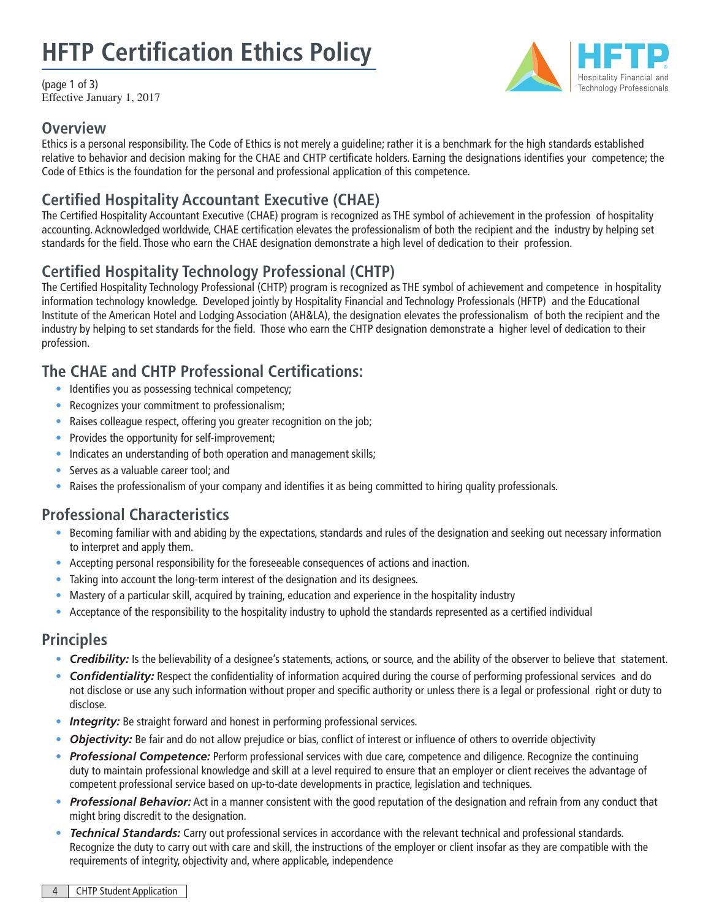# HFTP Certification Ethics Policy

(page 1 of 3)
Effective January 1, 2017

## Overview

Ethics is a personal responsibility. The Code of Ethics is not merely a guideline; rather it is a benchmark for the high standards established relative to behavior and decision making for the CHAE and CHTP certificate holders. Earning the designations identifies your competence; the Code of Ethics is the foundation for the personal and professional application of this competence.

## Certified Hospitality Accountant Executive (CHAE)

The Certified Hospitality Accountant Executive (CHAE) program is recognized as THE symbol of achievement in the profession of hospitality accounting. Acknowledged worldwide, CHAE certification elevates the professionalism of both the recipient and the industry by helping set standards for the field. Those who earn the CHAE designation demonstrate a high level of dedication to their profession.

## Certified Hospitality Technology Professional (CHTP)

The Certified Hospitality Technology Professional (CHTP) program is recognized as THE symbol of achievement and competence in hospitality information technology knowledge. Developed jointly by Hospitality Financial and Technology Professionals (HFTP) and the Educational Institute of the American Hotel and Lodging Association (AH&LA), the designation elevates the professionalism of both the recipient and the industry by helping to set standards for the field. Those who earn the CHTP designation demonstrate a higher level of dedication to their profession.

## The CHAE and CHTP Professional Certifications:

- Identifies you as possessing technical competency;
- Recognizes your commitment to professionalism;
- Raises colleague respect, offering you greater recognition on the job;
- Provides the opportunity for self-improvement;
- Indicates an understanding of both operation and management skills;
- Serves as a valuable career tool; and
- Raises the professionalism of your company and identifies it as being committed to hiring quality professionals.

## Professional Characteristics

- Becoming familiar with and abiding by the expectations, standards and rules of the designation and seeking out necessary information to interpret and apply them.
- Accepting personal responsibility for the foreseeable consequences of actions and inaction.
- Taking into account the long-term interest of the designation and its designees.
- Mastery of a particular skill, acquired by training, education and experience in the hospitality industry
- Acceptance of the responsibility to the hospitality industry to uphold the standards represented as a certified individual

## Principles

- ***Credibility:*** Is the believability of a designee's statements, actions, or source, and the ability of the observer to believe that statement.
- ***Confidentiality:*** Respect the confidentiality of information acquired during the course of performing professional services and do not disclose or use any such information without proper and specific authority or unless there is a legal or professional right or duty to disclose.
- ***Integrity:*** Be straight forward and honest in performing professional services.
- ***Objectivity:*** Be fair and do not allow prejudice or bias, conflict of interest or influence of others to override objectivity
- ***Professional Competence:*** Perform professional services with due care, competence and diligence. Recognize the continuing duty to maintain professional knowledge and skill at a level required to ensure that an employer or client receives the advantage of competent professional service based on up-to-date developments in practice, legislation and techniques.
- ***Professional Behavior:*** Act in a manner consistent with the good reputation of the designation and refrain from any conduct that might bring discredit to the designation.
- ***Technical Standards:*** Carry out professional services in accordance with the relevant technical and professional standards. Recognize the duty to carry out with care and skill, the instructions of the employer or client insofar as they are compatible with the requirements of integrity, objectivity and, where applicable, independence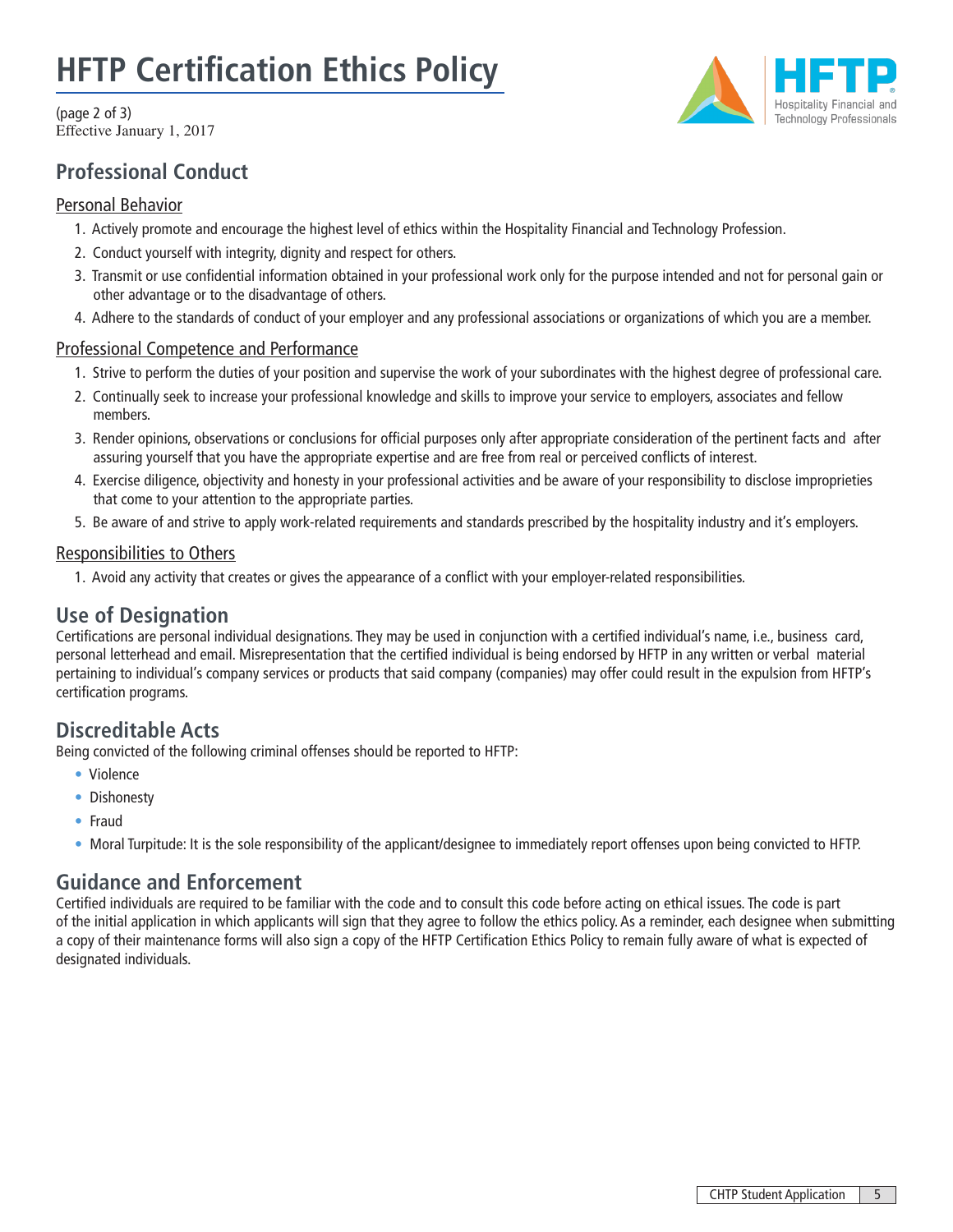# HFTP Certification Ethics Policy

(page 2 of 3)
Effective January 1, 2017

## Professional Conduct

### Personal Behavior

1. Actively promote and encourage the highest level of ethics within the Hospitality Financial and Technology Profession.
2. Conduct yourself with integrity, dignity and respect for others.
3. Transmit or use confidential information obtained in your professional work only for the purpose intended and not for personal gain or other advantage or to the disadvantage of others.
4. Adhere to the standards of conduct of your employer and any professional associations or organizations of which you are a member.

### Professional Competence and Performance

1. Strive to perform the duties of your position and supervise the work of your subordinates with the highest degree of professional care.
2. Continually seek to increase your professional knowledge and skills to improve your service to employers, associates and fellow members.
3. Render opinions, observations or conclusions for official purposes only after appropriate consideration of the pertinent facts and after assuring yourself that you have the appropriate expertise and are free from real or perceived conflicts of interest.
4. Exercise diligence, objectivity and honesty in your professional activities and be aware of your responsibility to disclose improprieties that come to your attention to the appropriate parties.
5. Be aware of and strive to apply work-related requirements and standards prescribed by the hospitality industry and it's employers.

### Responsibilities to Others

1. Avoid any activity that creates or gives the appearance of a conflict with your employer-related responsibilities.

## Use of Designation

Certifications are personal individual designations. They may be used in conjunction with a certified individual's name, i.e., business card, personal letterhead and email. Misrepresentation that the certified individual is being endorsed by HFTP in any written or verbal material pertaining to individual's company services or products that said company (companies) may offer could result in the expulsion from HFTP's certification programs.

## Discreditable Acts

Being convicted of the following criminal offenses should be reported to HFTP:

- Violence
- Dishonesty
- Fraud
- Moral Turpitude: It is the sole responsibility of the applicant/designee to immediately report offenses upon being convicted to HFTP.

## Guidance and Enforcement

Certified individuals are required to be familiar with the code and to consult this code before acting on ethical issues. The code is part of the initial application in which applicants will sign that they agree to follow the ethics policy. As a reminder, each designee when submitting a copy of their maintenance forms will also sign a copy of the HFTP Certification Ethics Policy to remain fully aware of what is expected of designated individuals.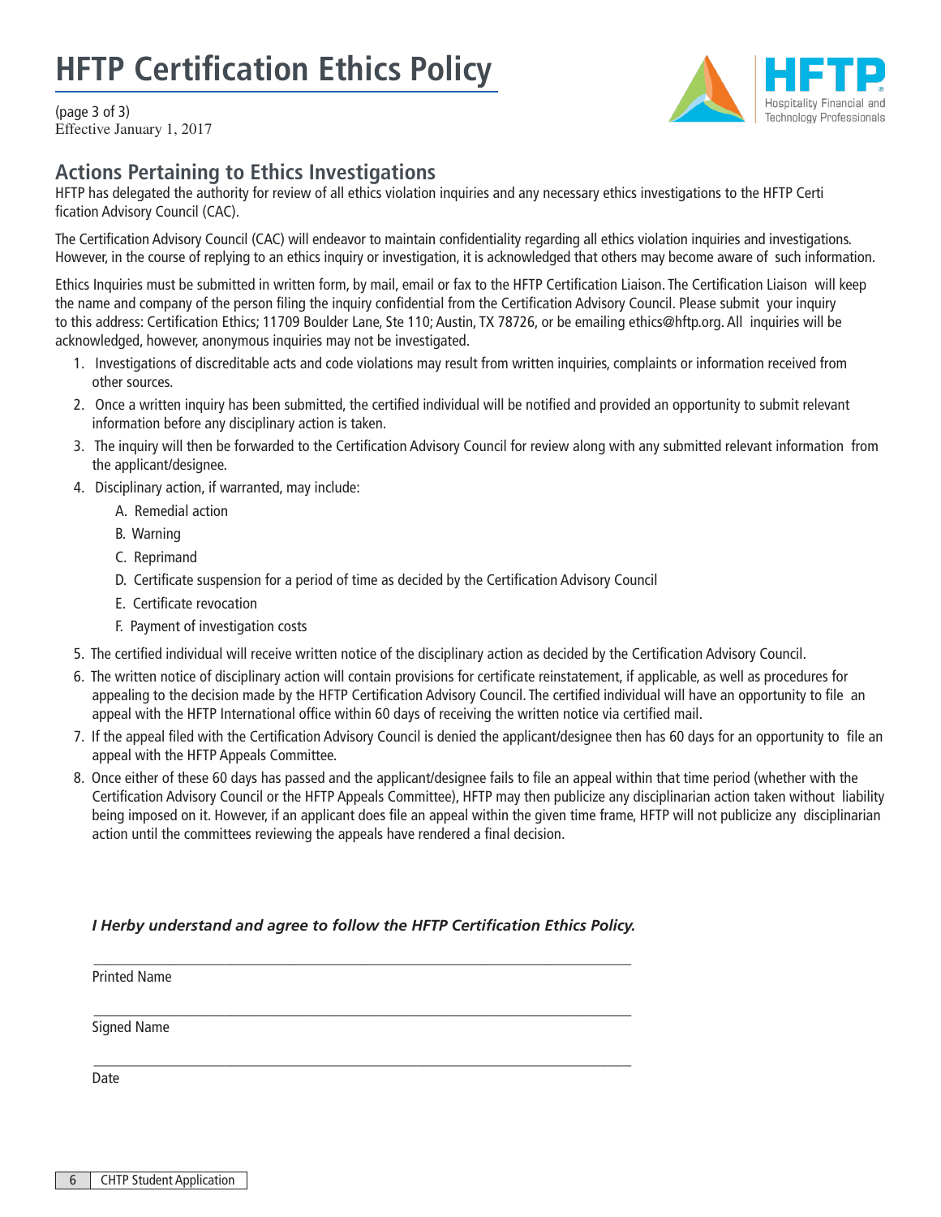# HFTP Certification Ethics Policy

(page 3 of 3)
Effective January 1, 2017

## Actions Pertaining to Ethics Investigations

HFTP has delegated the authority for review of all ethics violation inquiries and any necessary ethics investigations to the HFTP Certification Advisory Council (CAC).

The Certification Advisory Council (CAC) will endeavor to maintain confidentiality regarding all ethics violation inquiries and investigations. However, in the course of replying to an ethics inquiry or investigation, it is acknowledged that others may become aware of such information.

Ethics Inquiries must be submitted in written form, by mail, email or fax to the HFTP Certification Liaison. The Certification Liaison will keep the name and company of the person filing the inquiry confidential from the Certification Advisory Council. Please submit your inquiry to this address: Certification Ethics; 11709 Boulder Lane, Ste 110; Austin, TX 78726, or be emailing ethics@hftp.org. All inquiries will be acknowledged, however, anonymous inquiries may not be investigated.

1. Investigations of discreditable acts and code violations may result from written inquiries, complaints or information received from other sources.
2. Once a written inquiry has been submitted, the certified individual will be notified and provided an opportunity to submit relevant information before any disciplinary action is taken.
3. The inquiry will then be forwarded to the Certification Advisory Council for review along with any submitted relevant information from the applicant/designee.
4. Disciplinary action, if warranted, may include:
   - A. Remedial action
   - B. Warning
   - C. Reprimand
   - D. Certificate suspension for a period of time as decided by the Certification Advisory Council
   - E. Certificate revocation
   - F. Payment of investigation costs
5. The certified individual will receive written notice of the disciplinary action as decided by the Certification Advisory Council.
6. The written notice of disciplinary action will contain provisions for certificate reinstatement, if applicable, as well as procedures for appealing to the decision made by the HFTP Certification Advisory Council. The certified individual will have an opportunity to file an appeal with the HFTP International office within 60 days of receiving the written notice via certified mail.
7. If the appeal filed with the Certification Advisory Council is denied the applicant/designee then has 60 days for an opportunity to file an appeal with the HFTP Appeals Committee.
8. Once either of these 60 days has passed and the applicant/designee fails to file an appeal within that time period (whether with the Certification Advisory Council or the HFTP Appeals Committee), HFTP may then publicize any disciplinarian action taken without liability being imposed on it. However, if an applicant does file an appeal within the given time frame, HFTP will not publicize any disciplinarian action until the committees reviewing the appeals have rendered a final decision.

***I Herby understand and agree to follow the HFTP Certification Ethics Policy.***

\_\_\_\_\_\_\_\_\_\_\_\_\_\_\_\_\_\_\_\_\_\_\_\_\_\_\_\_\_\_\_\_\_\_\_\_\_\_\_\_\_\_\_\_

Printed Name

\_\_\_\_\_\_\_\_\_\_\_\_\_\_\_\_\_\_\_\_\_\_\_\_\_\_\_\_\_\_\_\_\_\_\_\_\_\_\_\_\_\_\_\_

Signed Name

\_\_\_\_\_\_\_\_\_\_\_\_\_\_\_\_\_\_\_\_\_\_\_\_\_\_\_\_\_\_\_\_\_\_\_\_\_\_\_\_\_\_\_\_

Date